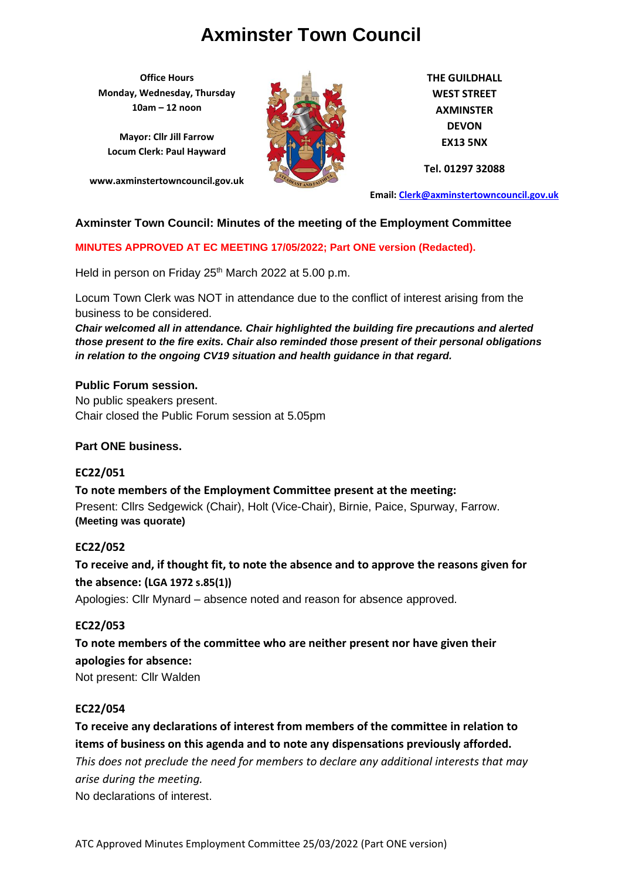# Axminster Town Council

**Office Hours**
**Monday, Wednesday, Thursday**
**10am – 12 noon**

**Mayor: Cllr Jill Farrow**
**Locum Clerk: Paul Hayward**

**www.axminstertowncouncil.gov.uk**

**THE GUILDHALL**
**WEST STREET**
**AXMINSTER**
**DEVON**
**EX13 5NX**

**Tel. 01297 32088**

**Email: Clerk@axminstertowncouncil.gov.uk**

## Axminster Town Council: Minutes of the meeting of the Employment Committee

**MINUTES APPROVED AT EC MEETING 17/05/2022; Part ONE version (Redacted).**

Held in person on Friday 25th March 2022 at 5.00 p.m.

Locum Town Clerk was NOT in attendance due to the conflict of interest arising from the business to be considered.

***Chair welcomed all in attendance. Chair highlighted the building fire precautions and alerted those present to the fire exits. Chair also reminded those present of their personal obligations in relation to the ongoing CV19 situation and health guidance in that regard.***

### Public Forum session.

No public speakers present.
Chair closed the Public Forum session at 5.05pm

### Part ONE business.

**EC22/051**

**To note members of the Employment Committee present at the meeting:**
Present: Cllrs Sedgewick (Chair), Holt (Vice-Chair), Birnie, Paice, Spurway, Farrow.
**(Meeting was quorate)**

**EC22/052**

**To receive and, if thought fit, to note the absence and to approve the reasons given for the absence: (LGA 1972 s.85(1))**
Apologies: Cllr Mynard – absence noted and reason for absence approved.

**EC22/053**

**To note members of the committee who are neither present nor have given their apologies for absence:**
Not present: Cllr Walden

**EC22/054**

**To receive any declarations of interest from members of the committee in relation to items of business on this agenda and to note any dispensations previously afforded.**
*This does not preclude the need for members to declare any additional interests that may arise during the meeting.*
No declarations of interest.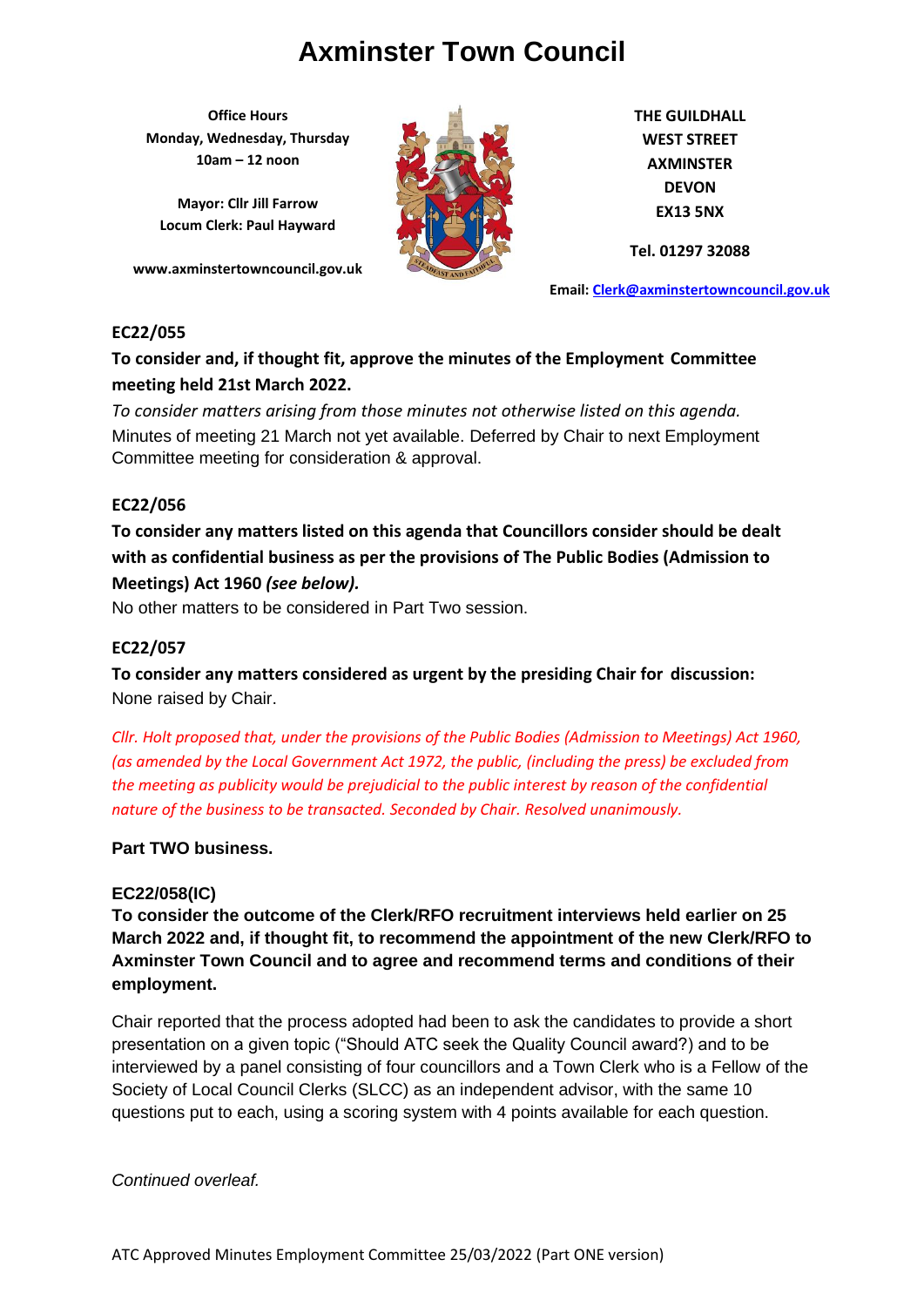# Axminster Town Council

**Office Hours**
**Monday, Wednesday, Thursday**
**10am – 12 noon**

**Mayor: Cllr Jill Farrow**
**Locum Clerk: Paul Hayward**

**www.axminstertowncouncil.gov.uk**

**THE GUILDHALL**
**WEST STREET**
**AXMINSTER**
**DEVON**
**EX13 5NX**

**Tel. 01297 32088**

**Email: Clerk@axminstertowncouncil.gov.uk**

**EC22/055**

**To consider and, if thought fit, approve the minutes of the Employment Committee meeting held 21st March 2022.**

*To consider matters arising from those minutes not otherwise listed on this agenda.*
Minutes of meeting 21 March not yet available. Deferred by Chair to next Employment Committee meeting for consideration & approval.

**EC22/056**

**To consider any matters listed on this agenda that Councillors consider should be dealt with as confidential business as per the provisions of The Public Bodies (Admission to Meetings) Act 1960 *(see below).***
No other matters to be considered in Part Two session.

**EC22/057**

**To consider any matters considered as urgent by the presiding Chair for discussion:**
None raised by Chair.

*Cllr. Holt proposed that, under the provisions of the Public Bodies (Admission to Meetings) Act 1960, (as amended by the Local Government Act 1972, the public, (including the press) be excluded from the meeting as publicity would be prejudicial to the public interest by reason of the confidential nature of the business to be transacted. Seconded by Chair. Resolved unanimously.*

**Part TWO business.**

**EC22/058(IC)**
**To consider the outcome of the Clerk/RFO recruitment interviews held earlier on 25 March 2022 and, if thought fit, to recommend the appointment of the new Clerk/RFO to Axminster Town Council and to agree and recommend terms and conditions of their employment.**

Chair reported that the process adopted had been to ask the candidates to provide a short presentation on a given topic ("Should ATC seek the Quality Council award?) and to be interviewed by a panel consisting of four councillors and a Town Clerk who is a Fellow of the Society of Local Council Clerks (SLCC) as an independent advisor, with the same 10 questions put to each, using a scoring system with 4 points available for each question.

*Continued overleaf.*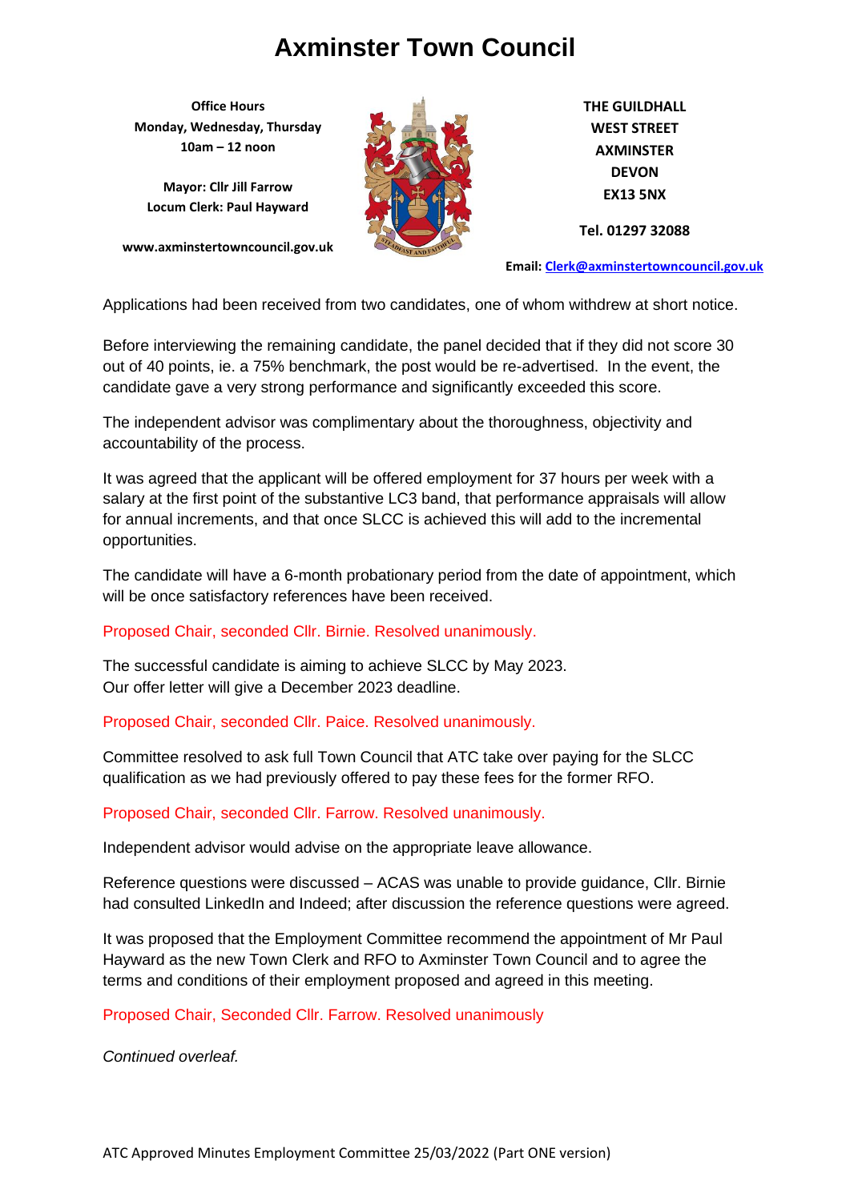# Axminster Town Council

**Office Hours**
**Monday, Wednesday, Thursday**
**10am – 12 noon**

**Mayor: Cllr Jill Farrow**
**Locum Clerk: Paul Hayward**

**www.axminstertowncouncil.gov.uk**

**THE GUILDHALL**
**WEST STREET**
**AXMINSTER**
**DEVON**
**EX13 5NX**

**Tel. 01297 32088**

**Email: Clerk@axminstertowncouncil.gov.uk**

Applications had been received from two candidates, one of whom withdrew at short notice.

Before interviewing the remaining candidate, the panel decided that if they did not score 30 out of 40 points, ie. a 75% benchmark, the post would be re-advertised. In the event, the candidate gave a very strong performance and significantly exceeded this score.

The independent advisor was complimentary about the thoroughness, objectivity and accountability of the process.

It was agreed that the applicant will be offered employment for 37 hours per week with a salary at the first point of the substantive LC3 band, that performance appraisals will allow for annual increments, and that once SLCC is achieved this will add to the incremental opportunities.

The candidate will have a 6-month probationary period from the date of appointment, which will be once satisfactory references have been received.

Proposed Chair, seconded Cllr. Birnie. Resolved unanimously.

The successful candidate is aiming to achieve SLCC by May 2023.
Our offer letter will give a December 2023 deadline.

Proposed Chair, seconded Cllr. Paice. Resolved unanimously.

Committee resolved to ask full Town Council that ATC take over paying for the SLCC qualification as we had previously offered to pay these fees for the former RFO.

Proposed Chair, seconded Cllr. Farrow. Resolved unanimously.

Independent advisor would advise on the appropriate leave allowance.

Reference questions were discussed – ACAS was unable to provide guidance, Cllr. Birnie had consulted LinkedIn and Indeed; after discussion the reference questions were agreed.

It was proposed that the Employment Committee recommend the appointment of Mr Paul Hayward as the new Town Clerk and RFO to Axminster Town Council and to agree the terms and conditions of their employment proposed and agreed in this meeting.

Proposed Chair, Seconded Cllr. Farrow. Resolved unanimously

*Continued overleaf.*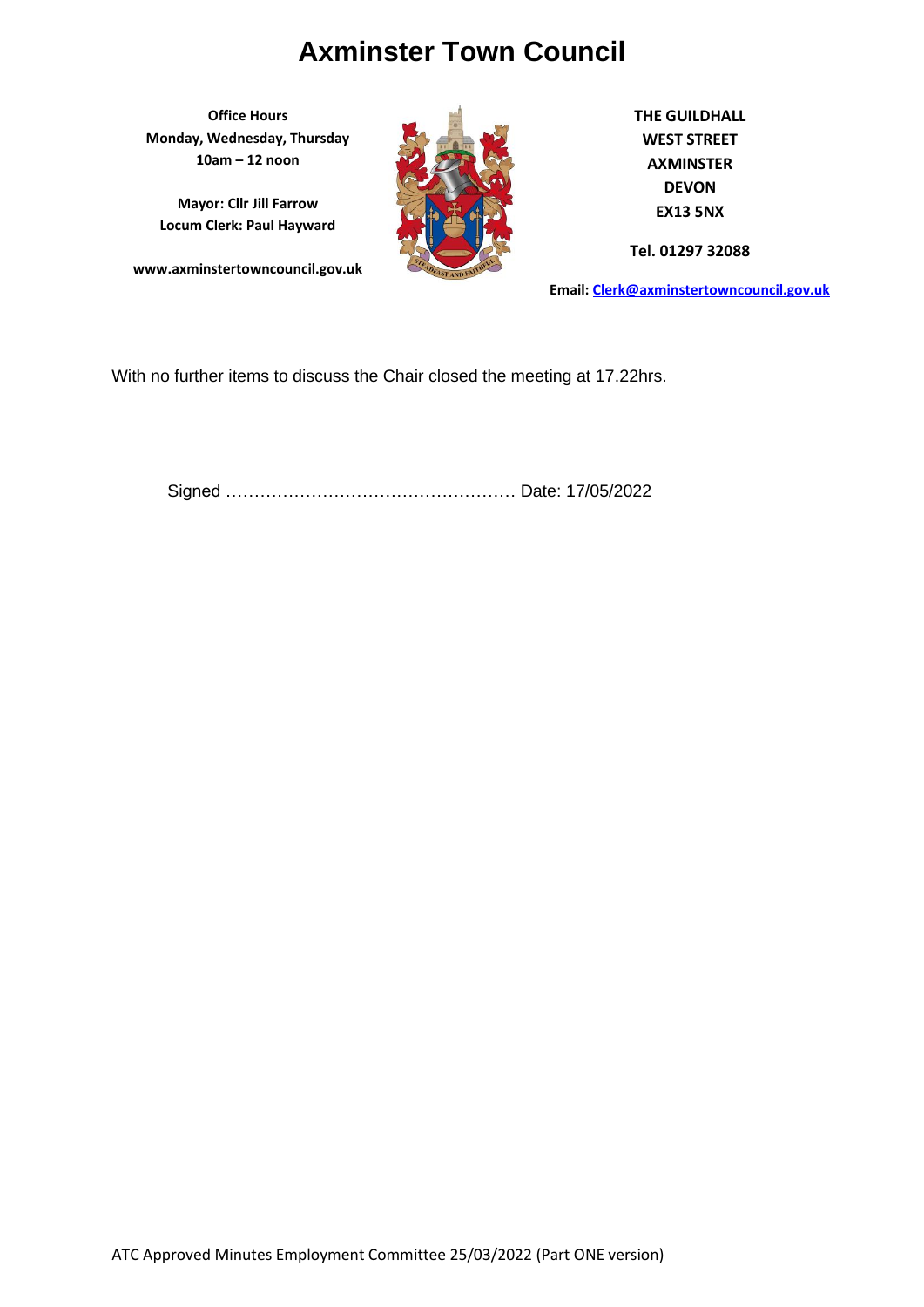# Axminster Town Council

**Office Hours**
**Monday, Wednesday, Thursday**
**10am – 12 noon**

**Mayor: Cllr Jill Farrow**
**Locum Clerk: Paul Hayward**

**www.axminstertowncouncil.gov.uk**

**THE GUILDHALL**
**WEST STREET**
**AXMINSTER**
**DEVON**
**EX13 5NX**

**Tel. 01297 32088**

**Email: Clerk@axminstertowncouncil.gov.uk**

With no further items to discuss the Chair closed the meeting at 17.22hrs.

Signed ……………………………………………… Date: 17/05/2022

ATC Approved Minutes Employment Committee 25/03/2022 (Part ONE version)